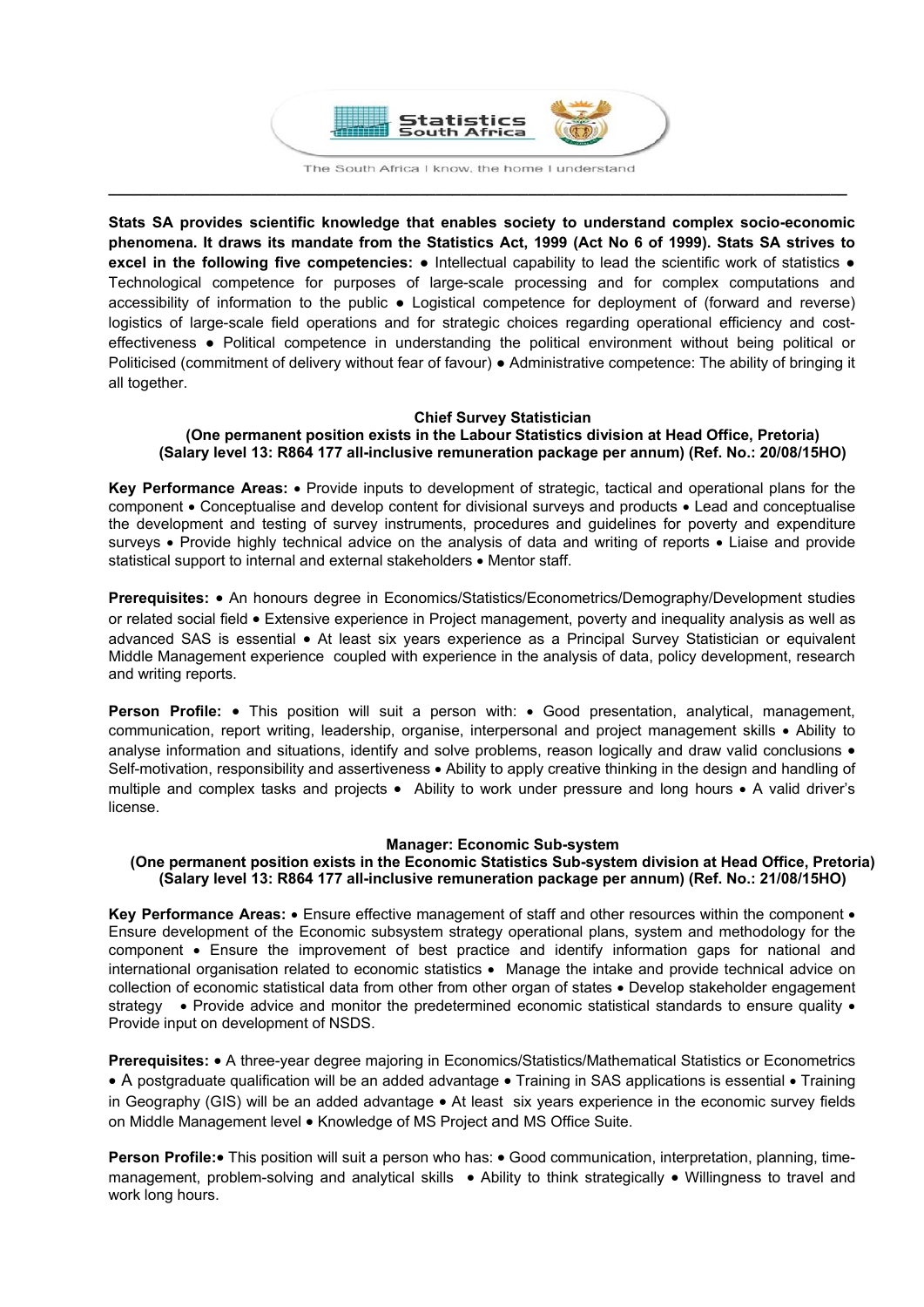Statistics South Africa

The South Africa I know, the home I understand

---

**Stats SA provides scientific knowledge that enables society to understand complex socio-economic phenomena. It draws its mandate from the Statistics Act, 1999 (Act No 6 of 1999). Stats SA strives to excel in the following five competencies:** ● Intellectual capability to lead the scientific work of statistics ● Technological competence for purposes of large-scale processing and for complex computations and accessibility of information to the public ● Logistical competence for deployment of (forward and reverse) logistics of large-scale field operations and for strategic choices regarding operational efficiency and cost-effectiveness ● Political competence in understanding the political environment without being political or Politicised (commitment of delivery without fear of favour) ● Administrative competence: The ability of bringing it all together.

### Chief Survey Statistician

**(One permanent position exists in the Labour Statistics division at Head Office, Pretoria)**
**(Salary level 13: R864 177 all-inclusive remuneration package per annum) (Ref. No.: 20/08/15HO)**

**Key Performance Areas:** • Provide inputs to development of strategic, tactical and operational plans for the component • Conceptualise and develop content for divisional surveys and products • Lead and conceptualise the development and testing of survey instruments, procedures and guidelines for poverty and expenditure surveys • Provide highly technical advice on the analysis of data and writing of reports • Liaise and provide statistical support to internal and external stakeholders • Mentor staff.

**Prerequisites:** • An honours degree in Economics/Statistics/Econometrics/Demography/Development studies or related social field • Extensive experience in Project management, poverty and inequality analysis as well as advanced SAS is essential • At least six years experience as a Principal Survey Statistician or equivalent Middle Management experience coupled with experience in the analysis of data, policy development, research and writing reports.

**Person Profile:** • This position will suit a person with: • Good presentation, analytical, management, communication, report writing, leadership, organise, interpersonal and project management skills • Ability to analyse information and situations, identify and solve problems, reason logically and draw valid conclusions • Self-motivation, responsibility and assertiveness • Ability to apply creative thinking in the design and handling of multiple and complex tasks and projects • Ability to work under pressure and long hours • A valid driver's license.

### Manager: Economic Sub-system

**(One permanent position exists in the Economic Statistics Sub-system division at Head Office, Pretoria)**
**(Salary level 13: R864 177 all-inclusive remuneration package per annum) (Ref. No.: 21/08/15HO)**

**Key Performance Areas:** • Ensure effective management of staff and other resources within the component • Ensure development of the Economic subsystem strategy operational plans, system and methodology for the component • Ensure the improvement of best practice and identify information gaps for national and international organisation related to economic statistics • Manage the intake and provide technical advice on collection of economic statistical data from other from other organ of states • Develop stakeholder engagement strategy • Provide advice and monitor the predetermined economic statistical standards to ensure quality • Provide input on development of NSDS.

**Prerequisites:** • A three-year degree majoring in Economics/Statistics/Mathematical Statistics or Econometrics • A postgraduate qualification will be an added advantage • Training in SAS applications is essential • Training in Geography (GIS) will be an added advantage • At least six years experience in the economic survey fields on Middle Management level • Knowledge of MS Project and MS Office Suite.

**Person Profile:** • This position will suit a person who has: • Good communication, interpretation, planning, time-management, problem-solving and analytical skills • Ability to think strategically • Willingness to travel and work long hours.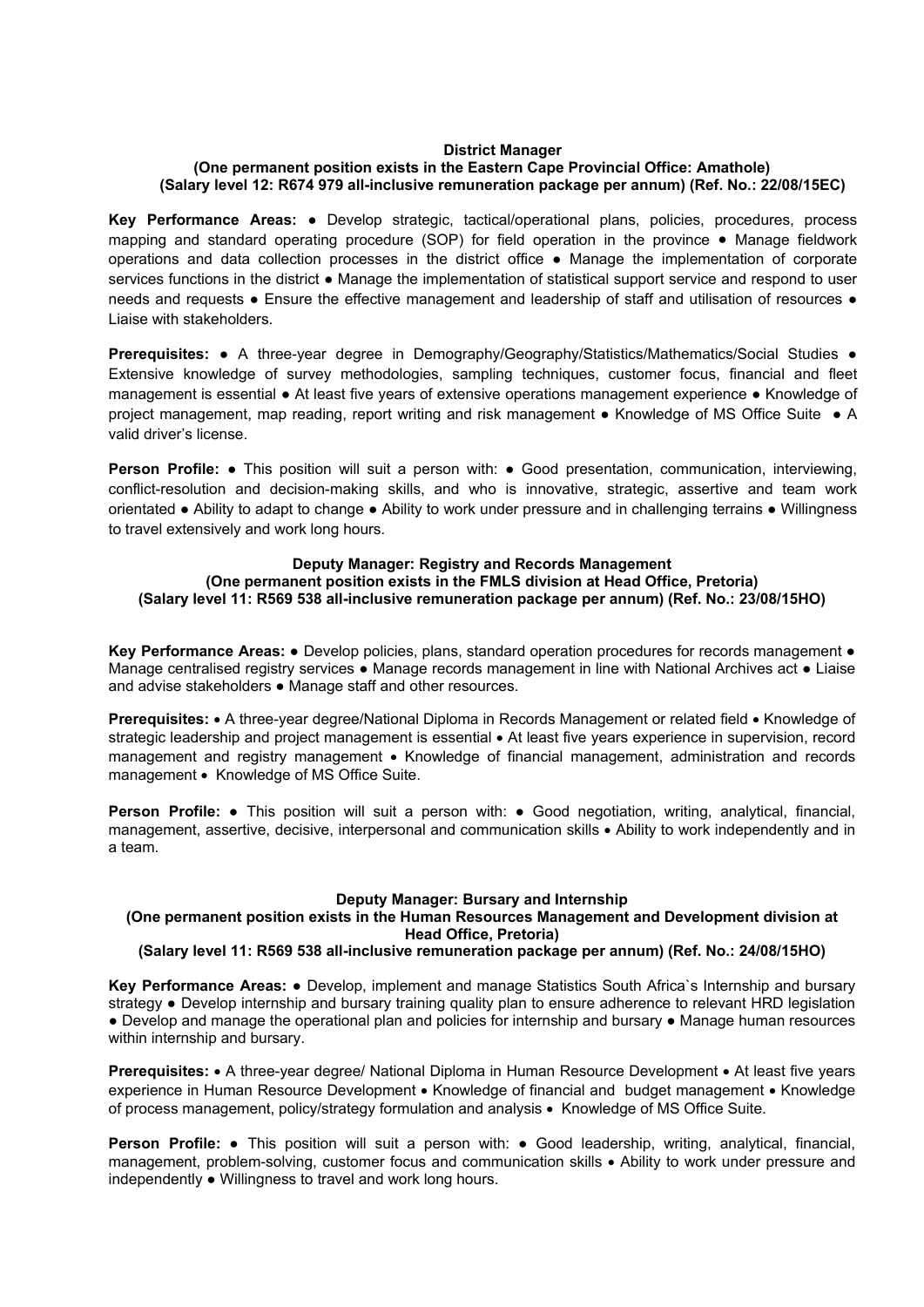**District Manager**
**(One permanent position exists in the Eastern Cape Provincial Office: Amathole)**
**(Salary level 12: R674 979 all-inclusive remuneration package per annum) (Ref. No.: 22/08/15EC)**

**Key Performance Areas:** ● Develop strategic, tactical/operational plans, policies, procedures, process mapping and standard operating procedure (SOP) for field operation in the province ● Manage fieldwork operations and data collection processes in the district office ● Manage the implementation of corporate services functions in the district ● Manage the implementation of statistical support service and respond to user needs and requests ● Ensure the effective management and leadership of staff and utilisation of resources ● Liaise with stakeholders.

**Prerequisites:** ● A three-year degree in Demography/Geography/Statistics/Mathematics/Social Studies ● Extensive knowledge of survey methodologies, sampling techniques, customer focus, financial and fleet management is essential ● At least five years of extensive operations management experience ● Knowledge of project management, map reading, report writing and risk management ● Knowledge of MS Office Suite ● A valid driver's license.

**Person Profile:** ● This position will suit a person with: ● Good presentation, communication, interviewing, conflict-resolution and decision-making skills, and who is innovative, strategic, assertive and team work orientated ● Ability to adapt to change ● Ability to work under pressure and in challenging terrains ● Willingness to travel extensively and work long hours.

**Deputy Manager: Registry and Records Management**
**(One permanent position exists in the FMLS division at Head Office, Pretoria)**
**(Salary level 11: R569 538 all-inclusive remuneration package per annum) (Ref. No.: 23/08/15HO)**

**Key Performance Areas:** ● Develop policies, plans, standard operation procedures for records management ● Manage centralised registry services ● Manage records management in line with National Archives act ● Liaise and advise stakeholders ● Manage staff and other resources.

**Prerequisites:** • A three-year degree/National Diploma in Records Management or related field • Knowledge of strategic leadership and project management is essential • At least five years experience in supervision, record management and registry management • Knowledge of financial management, administration and records management • Knowledge of MS Office Suite.

**Person Profile:** ● This position will suit a person with: ● Good negotiation, writing, analytical, financial, management, assertive, decisive, interpersonal and communication skills • Ability to work independently and in a team.

**Deputy Manager: Bursary and Internship**
**(One permanent position exists in the Human Resources Management and Development division at Head Office, Pretoria)**
**(Salary level 11: R569 538 all-inclusive remuneration package per annum) (Ref. No.: 24/08/15HO)**

**Key Performance Areas:** ● Develop, implement and manage Statistics South Africa`s Internship and bursary strategy ● Develop internship and bursary training quality plan to ensure adherence to relevant HRD legislation ● Develop and manage the operational plan and policies for internship and bursary ● Manage human resources within internship and bursary.

**Prerequisites:** • A three-year degree/ National Diploma in Human Resource Development • At least five years experience in Human Resource Development • Knowledge of financial and budget management • Knowledge of process management, policy/strategy formulation and analysis • Knowledge of MS Office Suite.

**Person Profile:** ● This position will suit a person with: ● Good leadership, writing, analytical, financial, management, problem-solving, customer focus and communication skills • Ability to work under pressure and independently ● Willingness to travel and work long hours.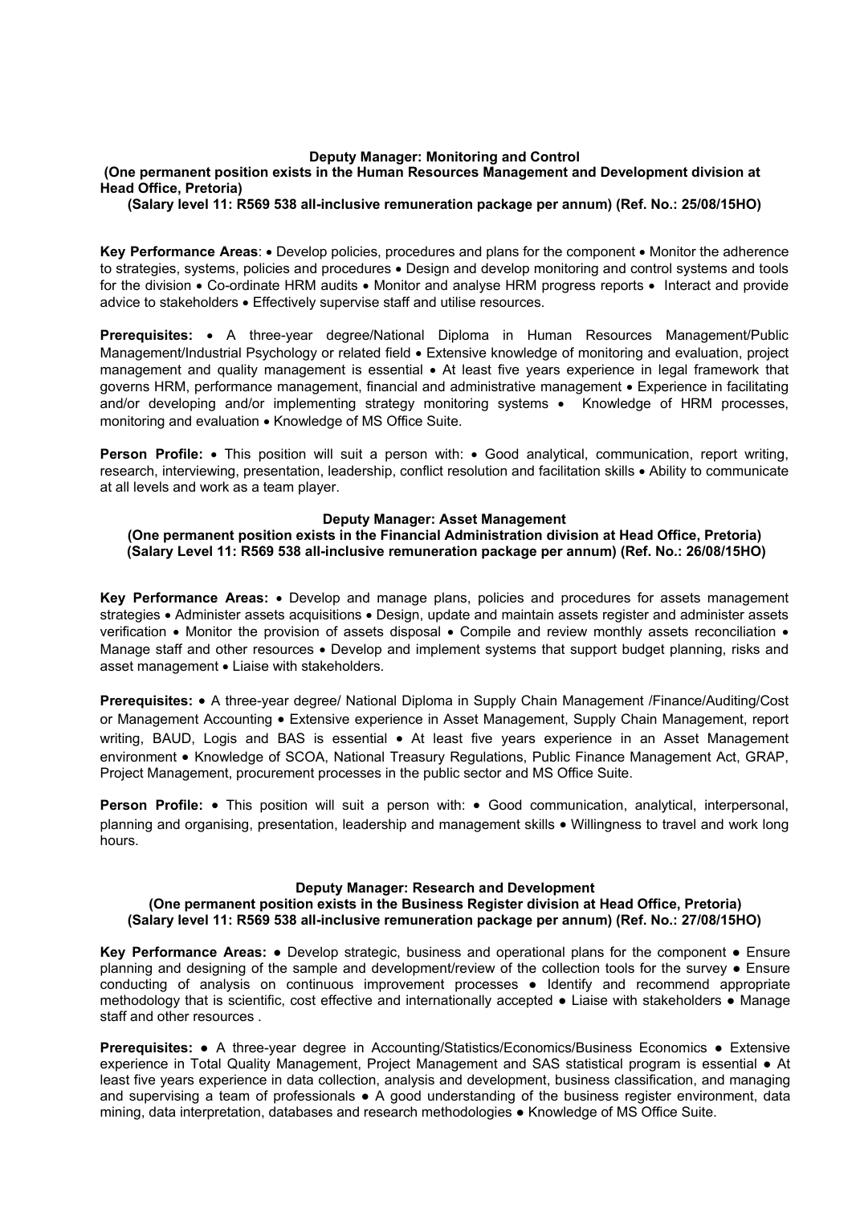### Deputy Manager: Monitoring and Control

**(One permanent position exists in the Human Resources Management and Development division at Head Office, Pretoria)**
**(Salary level 11: R569 538 all-inclusive remuneration package per annum) (Ref. No.: 25/08/15HO)**

**Key Performance Areas**: • Develop policies, procedures and plans for the component • Monitor the adherence to strategies, systems, policies and procedures • Design and develop monitoring and control systems and tools for the division • Co-ordinate HRM audits • Monitor and analyse HRM progress reports • Interact and provide advice to stakeholders • Effectively supervise staff and utilise resources.

**Prerequisites:** • A three-year degree/National Diploma in Human Resources Management/Public Management/Industrial Psychology or related field • Extensive knowledge of monitoring and evaluation, project management and quality management is essential • At least five years experience in legal framework that governs HRM, performance management, financial and administrative management • Experience in facilitating and/or developing and/or implementing strategy monitoring systems • Knowledge of HRM processes, monitoring and evaluation • Knowledge of MS Office Suite.

**Person Profile:** • This position will suit a person with: • Good analytical, communication, report writing, research, interviewing, presentation, leadership, conflict resolution and facilitation skills • Ability to communicate at all levels and work as a team player.

### Deputy Manager: Asset Management

**(One permanent position exists in the Financial Administration division at Head Office, Pretoria)**
**(Salary Level 11: R569 538 all-inclusive remuneration package per annum) (Ref. No.: 26/08/15HO)**

**Key Performance Areas:** • Develop and manage plans, policies and procedures for assets management strategies • Administer assets acquisitions • Design, update and maintain assets register and administer assets verification • Monitor the provision of assets disposal • Compile and review monthly assets reconciliation • Manage staff and other resources • Develop and implement systems that support budget planning, risks and asset management • Liaise with stakeholders.

**Prerequisites:** • A three-year degree/ National Diploma in Supply Chain Management /Finance/Auditing/Cost or Management Accounting • Extensive experience in Asset Management, Supply Chain Management, report writing, BAUD, Logis and BAS is essential • At least five years experience in an Asset Management environment • Knowledge of SCOA, National Treasury Regulations, Public Finance Management Act, GRAP, Project Management, procurement processes in the public sector and MS Office Suite.

**Person Profile:** • This position will suit a person with: • Good communication, analytical, interpersonal, planning and organising, presentation, leadership and management skills • Willingness to travel and work long hours.

### Deputy Manager: Research and Development

**(One permanent position exists in the Business Register division at Head Office, Pretoria)**
**(Salary level 11: R569 538 all-inclusive remuneration package per annum) (Ref. No.: 27/08/15HO)**

**Key Performance Areas:** ● Develop strategic, business and operational plans for the component ● Ensure planning and designing of the sample and development/review of the collection tools for the survey ● Ensure conducting of analysis on continuous improvement processes ● Identify and recommend appropriate methodology that is scientific, cost effective and internationally accepted ● Liaise with stakeholders ● Manage staff and other resources .

**Prerequisites:** ● A three-year degree in Accounting/Statistics/Economics/Business Economics ● Extensive experience in Total Quality Management, Project Management and SAS statistical program is essential ● At least five years experience in data collection, analysis and development, business classification, and managing and supervising a team of professionals ● A good understanding of the business register environment, data mining, data interpretation, databases and research methodologies ● Knowledge of MS Office Suite.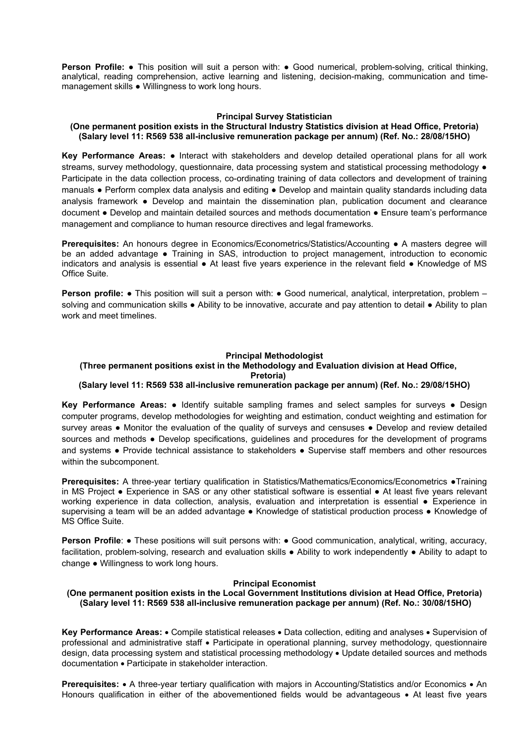**Person Profile:** ● This position will suit a person with: ● Good numerical, problem-solving, critical thinking, analytical, reading comprehension, active learning and listening, decision-making, communication and time-management skills ● Willingness to work long hours.

### Principal Survey Statistician

**(One permanent position exists in the Structural Industry Statistics division at Head Office, Pretoria)**
**(Salary level 11: R569 538 all-inclusive remuneration package per annum) (Ref. No.: 28/08/15HO)**

**Key Performance Areas:** ● Interact with stakeholders and develop detailed operational plans for all work streams, survey methodology, questionnaire, data processing system and statistical processing methodology ● Participate in the data collection process, co-ordinating training of data collectors and development of training manuals ● Perform complex data analysis and editing ● Develop and maintain quality standards including data analysis framework ● Develop and maintain the dissemination plan, publication document and clearance document ● Develop and maintain detailed sources and methods documentation ● Ensure team's performance management and compliance to human resource directives and legal frameworks.

**Prerequisites:** An honours degree in Economics/Econometrics/Statistics/Accounting ● A masters degree will be an added advantage ● Training in SAS, introduction to project management, introduction to economic indicators and analysis is essential ● At least five years experience in the relevant field ● Knowledge of MS Office Suite.

**Person profile:** ● This position will suit a person with: ● Good numerical, analytical, interpretation, problem – solving and communication skills ● Ability to be innovative, accurate and pay attention to detail ● Ability to plan work and meet timelines.

### Principal Methodologist

**(Three permanent positions exist in the Methodology and Evaluation division at Head Office, Pretoria)**
**(Salary level 11: R569 538 all-inclusive remuneration package per annum) (Ref. No.: 29/08/15HO)**

**Key Performance Areas:** ● Identify suitable sampling frames and select samples for surveys ● Design computer programs, develop methodologies for weighting and estimation, conduct weighting and estimation for survey areas ● Monitor the evaluation of the quality of surveys and censuses ● Develop and review detailed sources and methods ● Develop specifications, guidelines and procedures for the development of programs and systems ● Provide technical assistance to stakeholders ● Supervise staff members and other resources within the subcomponent.

**Prerequisites:** A three-year tertiary qualification in Statistics/Mathematics/Economics/Econometrics ●Training in MS Project ● Experience in SAS or any other statistical software is essential ● At least five years relevant working experience in data collection, analysis, evaluation and interpretation is essential ● Experience in supervising a team will be an added advantage ● Knowledge of statistical production process ● Knowledge of MS Office Suite.

**Person Profile**: ● These positions will suit persons with: ● Good communication, analytical, writing, accuracy, facilitation, problem-solving, research and evaluation skills ● Ability to work independently ● Ability to adapt to change ● Willingness to work long hours.

### Principal Economist

**(One permanent position exists in the Local Government Institutions division at Head Office, Pretoria)**
**(Salary level 11: R569 538 all-inclusive remuneration package per annum) (Ref. No.: 30/08/15HO)**

**Key Performance Areas:** • Compile statistical releases • Data collection, editing and analyses • Supervision of professional and administrative staff • Participate in operational planning, survey methodology, questionnaire design, data processing system and statistical processing methodology • Update detailed sources and methods documentation • Participate in stakeholder interaction.

**Prerequisites:** • A three-year tertiary qualification with majors in Accounting/Statistics and/or Economics • An Honours qualification in either of the abovementioned fields would be advantageous • At least five years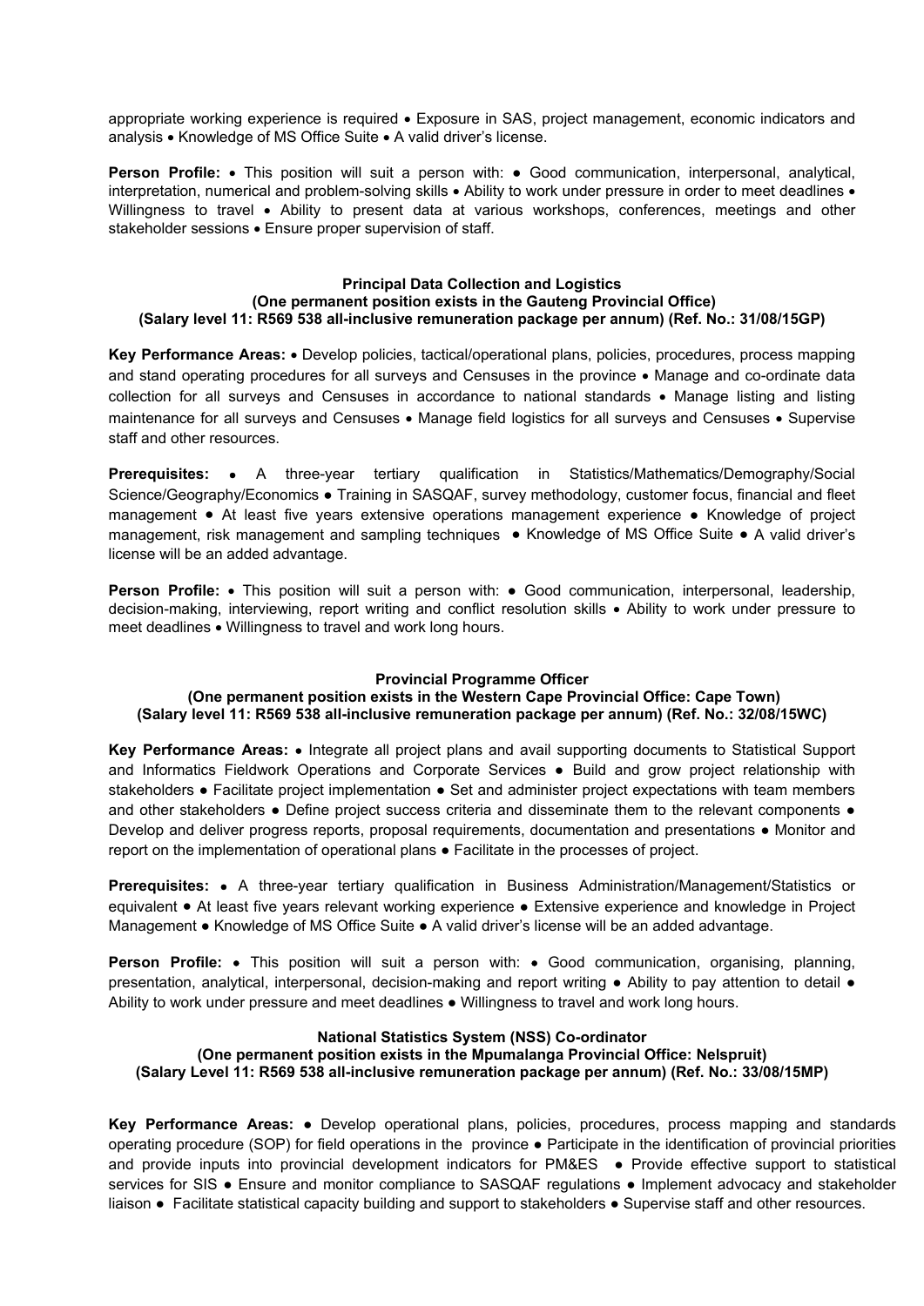appropriate working experience is required • Exposure in SAS, project management, economic indicators and analysis • Knowledge of MS Office Suite • A valid driver's license.

**Person Profile:** • This position will suit a person with: ● Good communication, interpersonal, analytical, interpretation, numerical and problem-solving skills • Ability to work under pressure in order to meet deadlines • Willingness to travel • Ability to present data at various workshops, conferences, meetings and other stakeholder sessions • Ensure proper supervision of staff.

**Principal Data Collection and Logistics**
**(One permanent position exists in the Gauteng Provincial Office)**
**(Salary level 11: R569 538 all-inclusive remuneration package per annum) (Ref. No.: 31/08/15GP)**

**Key Performance Areas:** • Develop policies, tactical/operational plans, policies, procedures, process mapping and stand operating procedures for all surveys and Censuses in the province • Manage and co-ordinate data collection for all surveys and Censuses in accordance to national standards • Manage listing and listing maintenance for all surveys and Censuses • Manage field logistics for all surveys and Censuses • Supervise staff and other resources.

**Prerequisites:** • A three-year tertiary qualification in Statistics/Mathematics/Demography/Social Science/Geography/Economics ● Training in SASQAF, survey methodology, customer focus, financial and fleet management ● At least five years extensive operations management experience ● Knowledge of project management, risk management and sampling techniques ● Knowledge of MS Office Suite ● A valid driver's license will be an added advantage.

**Person Profile:** • This position will suit a person with: ● Good communication, interpersonal, leadership, decision-making, interviewing, report writing and conflict resolution skills • Ability to work under pressure to meet deadlines • Willingness to travel and work long hours.

**Provincial Programme Officer**
**(One permanent position exists in the Western Cape Provincial Office: Cape Town)**
**(Salary level 11: R569 538 all-inclusive remuneration package per annum) (Ref. No.: 32/08/15WC)**

**Key Performance Areas:** ● Integrate all project plans and avail supporting documents to Statistical Support and Informatics Fieldwork Operations and Corporate Services ● Build and grow project relationship with stakeholders ● Facilitate project implementation ● Set and administer project expectations with team members and other stakeholders ● Define project success criteria and disseminate them to the relevant components ● Develop and deliver progress reports, proposal requirements, documentation and presentations ● Monitor and report on the implementation of operational plans ● Facilitate in the processes of project.

**Prerequisites:** ● A three-year tertiary qualification in Business Administration/Management/Statistics or equivalent ● At least five years relevant working experience ● Extensive experience and knowledge in Project Management ● Knowledge of MS Office Suite ● A valid driver's license will be an added advantage.

**Person Profile:** ● This position will suit a person with: ● Good communication, organising, planning, presentation, analytical, interpersonal, decision-making and report writing ● Ability to pay attention to detail ● Ability to work under pressure and meet deadlines ● Willingness to travel and work long hours.

**National Statistics System (NSS) Co-ordinator**
**(One permanent position exists in the Mpumalanga Provincial Office: Nelspruit)**
**(Salary Level 11: R569 538 all-inclusive remuneration package per annum) (Ref. No.: 33/08/15MP)**

**Key Performance Areas:** ● Develop operational plans, policies, procedures, process mapping and standards operating procedure (SOP) for field operations in the province ● Participate in the identification of provincial priorities and provide inputs into provincial development indicators for PM&ES ● Provide effective support to statistical services for SIS ● Ensure and monitor compliance to SASQAF regulations ● Implement advocacy and stakeholder liaison ● Facilitate statistical capacity building and support to stakeholders ● Supervise staff and other resources.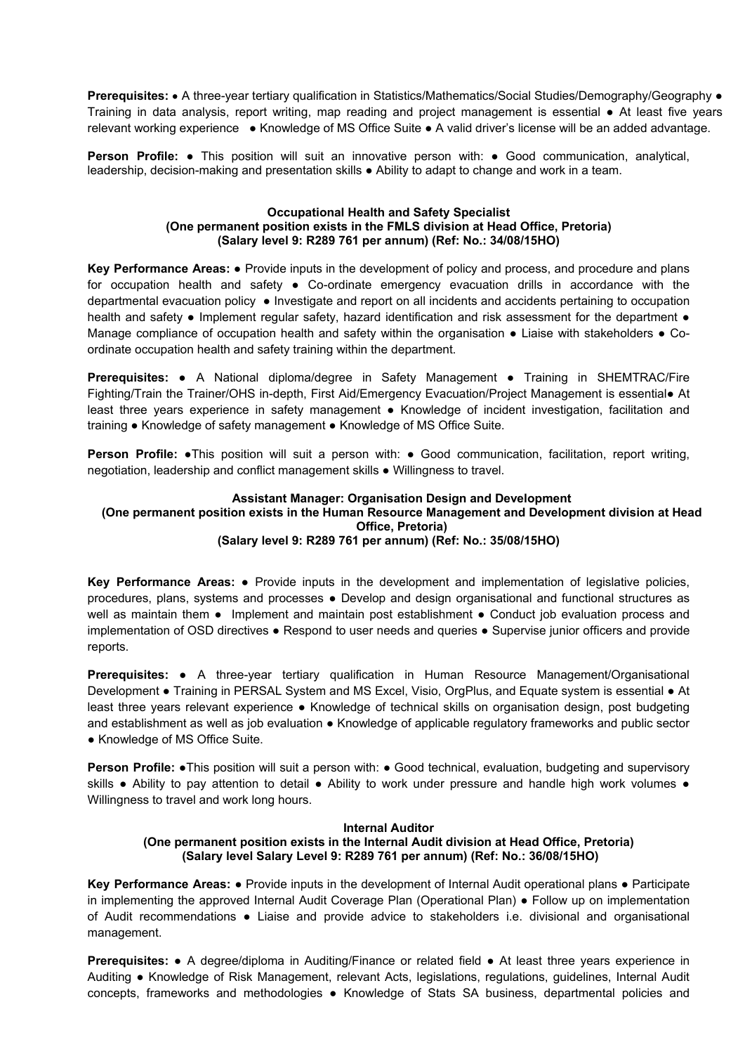**Prerequisites:** • A three-year tertiary qualification in Statistics/Mathematics/Social Studies/Demography/Geography ● Training in data analysis, report writing, map reading and project management is essential ● At least five years relevant working experience ● Knowledge of MS Office Suite ● A valid driver's license will be an added advantage.

**Person Profile:** ● This position will suit an innovative person with: ● Good communication, analytical, leadership, decision-making and presentation skills ● Ability to adapt to change and work in a team.

**Occupational Health and Safety Specialist**
**(One permanent position exists in the FMLS division at Head Office, Pretoria)**
**(Salary level 9: R289 761 per annum) (Ref: No.: 34/08/15HO)**

**Key Performance Areas:** ● Provide inputs in the development of policy and process, and procedure and plans for occupation health and safety ● Co-ordinate emergency evacuation drills in accordance with the departmental evacuation policy ● Investigate and report on all incidents and accidents pertaining to occupation health and safety ● Implement regular safety, hazard identification and risk assessment for the department ● Manage compliance of occupation health and safety within the organisation ● Liaise with stakeholders ● Co-ordinate occupation health and safety training within the department.

**Prerequisites:** ● A National diploma/degree in Safety Management ● Training in SHEMTRAC/Fire Fighting/Train the Trainer/OHS in-depth, First Aid/Emergency Evacuation/Project Management is essential● At least three years experience in safety management ● Knowledge of incident investigation, facilitation and training ● Knowledge of safety management ● Knowledge of MS Office Suite.

**Person Profile:** ●This position will suit a person with: ● Good communication, facilitation, report writing, negotiation, leadership and conflict management skills ● Willingness to travel.

**Assistant Manager: Organisation Design and Development**
**(One permanent position exists in the Human Resource Management and Development division at Head Office, Pretoria)**
**(Salary level 9: R289 761 per annum) (Ref: No.: 35/08/15HO)**

**Key Performance Areas:** ● Provide inputs in the development and implementation of legislative policies, procedures, plans, systems and processes ● Develop and design organisational and functional structures as well as maintain them ● Implement and maintain post establishment ● Conduct job evaluation process and implementation of OSD directives ● Respond to user needs and queries ● Supervise junior officers and provide reports.

**Prerequisites:** ● A three-year tertiary qualification in Human Resource Management/Organisational Development ● Training in PERSAL System and MS Excel, Visio, OrgPlus, and Equate system is essential ● At least three years relevant experience ● Knowledge of technical skills on organisation design, post budgeting and establishment as well as job evaluation ● Knowledge of applicable regulatory frameworks and public sector ● Knowledge of MS Office Suite.

**Person Profile:** ●This position will suit a person with: ● Good technical, evaluation, budgeting and supervisory skills ● Ability to pay attention to detail ● Ability to work under pressure and handle high work volumes ● Willingness to travel and work long hours.

**Internal Auditor**
**(One permanent position exists in the Internal Audit division at Head Office, Pretoria)**
**(Salary level Salary Level 9: R289 761 per annum) (Ref: No.: 36/08/15HO)**

**Key Performance Areas:** ● Provide inputs in the development of Internal Audit operational plans ● Participate in implementing the approved Internal Audit Coverage Plan (Operational Plan) ● Follow up on implementation of Audit recommendations ● Liaise and provide advice to stakeholders i.e. divisional and organisational management.

**Prerequisites:** ● A degree/diploma in Auditing/Finance or related field ● At least three years experience in Auditing ● Knowledge of Risk Management, relevant Acts, legislations, regulations, guidelines, Internal Audit concepts, frameworks and methodologies ● Knowledge of Stats SA business, departmental policies and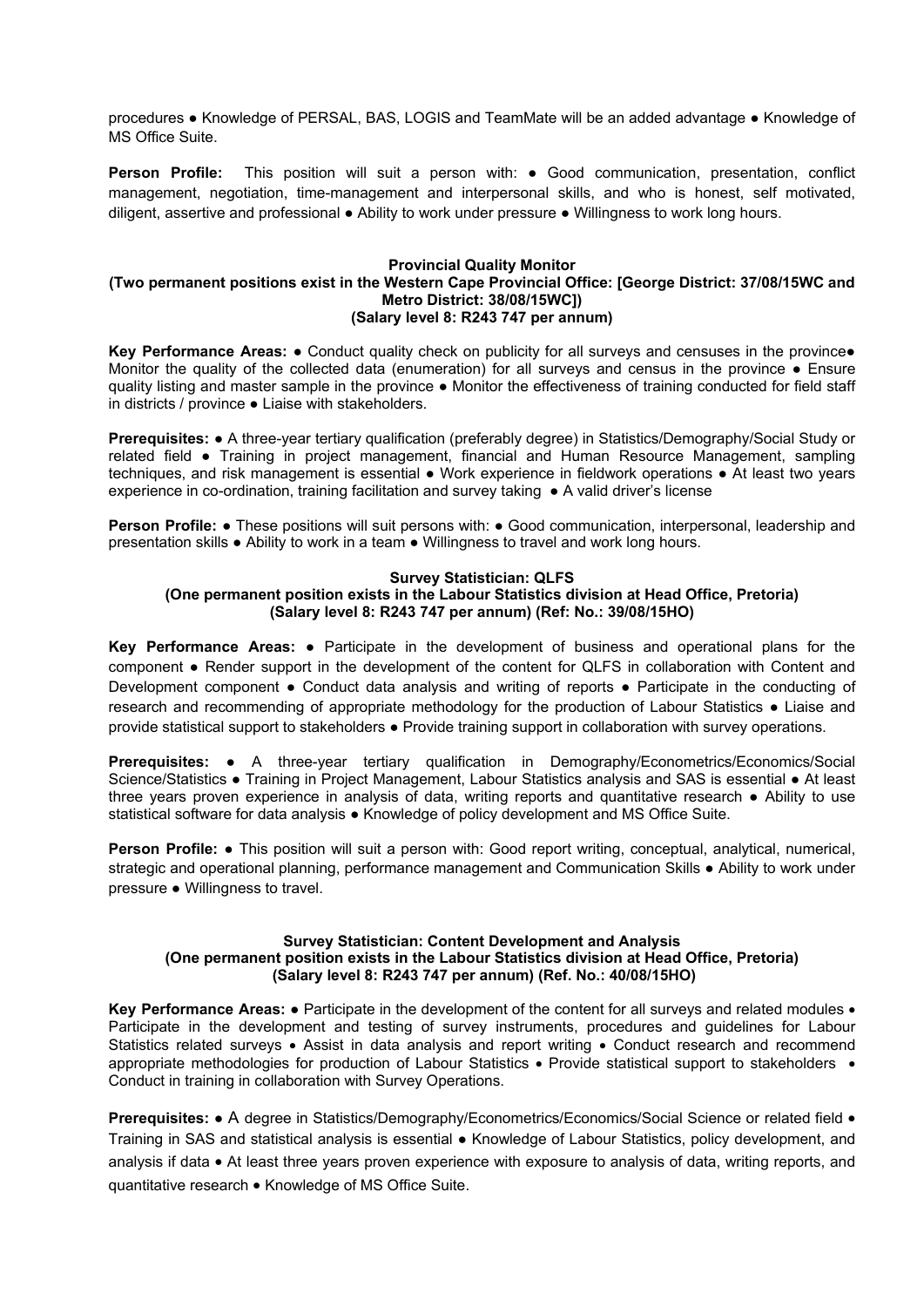procedures ● Knowledge of PERSAL, BAS, LOGIS and TeamMate will be an added advantage ● Knowledge of MS Office Suite.

**Person Profile:** This position will suit a person with: ● Good communication, presentation, conflict management, negotiation, time-management and interpersonal skills, and who is honest, self motivated, diligent, assertive and professional ● Ability to work under pressure ● Willingness to work long hours.

**Provincial Quality Monitor**
**(Two permanent positions exist in the Western Cape Provincial Office: [George District: 37/08/15WC and Metro District: 38/08/15WC])**
**(Salary level 8: R243 747 per annum)**

**Key Performance Areas:** ● Conduct quality check on publicity for all surveys and censuses in the province● Monitor the quality of the collected data (enumeration) for all surveys and census in the province ● Ensure quality listing and master sample in the province ● Monitor the effectiveness of training conducted for field staff in districts / province ● Liaise with stakeholders.

**Prerequisites:** ● A three-year tertiary qualification (preferably degree) in Statistics/Demography/Social Study or related field ● Training in project management, financial and Human Resource Management, sampling techniques, and risk management is essential ● Work experience in fieldwork operations ● At least two years experience in co-ordination, training facilitation and survey taking ● A valid driver's license

**Person Profile:** ● These positions will suit persons with: ● Good communication, interpersonal, leadership and presentation skills ● Ability to work in a team ● Willingness to travel and work long hours.

**Survey Statistician: QLFS**
**(One permanent position exists in the Labour Statistics division at Head Office, Pretoria)**
**(Salary level 8: R243 747 per annum) (Ref: No.: 39/08/15HO)**

**Key Performance Areas:** ● Participate in the development of business and operational plans for the component ● Render support in the development of the content for QLFS in collaboration with Content and Development component ● Conduct data analysis and writing of reports ● Participate in the conducting of research and recommending of appropriate methodology for the production of Labour Statistics ● Liaise and provide statistical support to stakeholders ● Provide training support in collaboration with survey operations.

**Prerequisites:** ● A three-year tertiary qualification in Demography/Econometrics/Economics/Social Science/Statistics ● Training in Project Management, Labour Statistics analysis and SAS is essential ● At least three years proven experience in analysis of data, writing reports and quantitative research ● Ability to use statistical software for data analysis ● Knowledge of policy development and MS Office Suite.

**Person Profile:** ● This position will suit a person with: Good report writing, conceptual, analytical, numerical, strategic and operational planning, performance management and Communication Skills ● Ability to work under pressure ● Willingness to travel.

**Survey Statistician: Content Development and Analysis**
**(One permanent position exists in the Labour Statistics division at Head Office, Pretoria)**
**(Salary level 8: R243 747 per annum) (Ref. No.: 40/08/15HO)**

**Key Performance Areas:** ● Participate in the development of the content for all surveys and related modules • Participate in the development and testing of survey instruments, procedures and guidelines for Labour Statistics related surveys • Assist in data analysis and report writing • Conduct research and recommend appropriate methodologies for production of Labour Statistics • Provide statistical support to stakeholders • Conduct in training in collaboration with Survey Operations.

**Prerequisites:** ● A degree in Statistics/Demography/Econometrics/Economics/Social Science or related field • Training in SAS and statistical analysis is essential ● Knowledge of Labour Statistics, policy development, and analysis if data • At least three years proven experience with exposure to analysis of data, writing reports, and quantitative research • Knowledge of MS Office Suite.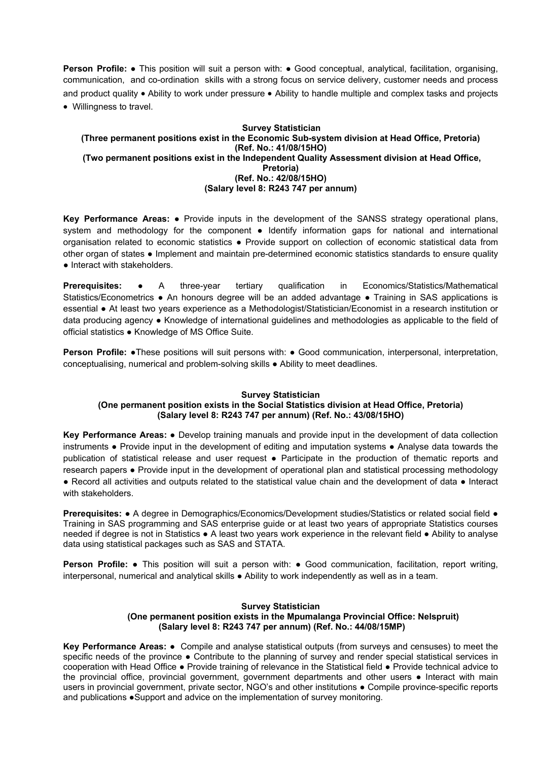**Person Profile:** ● This position will suit a person with: ● Good conceptual, analytical, facilitation, organising, communication, and co-ordination skills with a strong focus on service delivery, customer needs and process and product quality • Ability to work under pressure • Ability to handle multiple and complex tasks and projects • Willingness to travel.

**Survey Statistician**
**(Three permanent positions exist in the Economic Sub-system division at Head Office, Pretoria)**
**(Ref. No.: 41/08/15HO)**
**(Two permanent positions exist in the Independent Quality Assessment division at Head Office, Pretoria)**
**(Ref. No.: 42/08/15HO)**
**(Salary level 8: R243 747 per annum)**

**Key Performance Areas:** ● Provide inputs in the development of the SANSS strategy operational plans, system and methodology for the component ● Identify information gaps for national and international organisation related to economic statistics ● Provide support on collection of economic statistical data from other organ of states ● Implement and maintain pre-determined economic statistics standards to ensure quality ● Interact with stakeholders.

**Prerequisites:** ● A three-year tertiary qualification in Economics/Statistics/Mathematical Statistics/Econometrics ● An honours degree will be an added advantage ● Training in SAS applications is essential ● At least two years experience as a Methodologist/Statistician/Economist in a research institution or data producing agency ● Knowledge of international guidelines and methodologies as applicable to the field of official statistics ● Knowledge of MS Office Suite.

**Person Profile:** ●These positions will suit persons with: ● Good communication, interpersonal, interpretation, conceptualising, numerical and problem-solving skills ● Ability to meet deadlines.

**Survey Statistician**
**(One permanent position exists in the Social Statistics division at Head Office, Pretoria)**
**(Salary level 8: R243 747 per annum) (Ref. No.: 43/08/15HO)**

**Key Performance Areas:** ● Develop training manuals and provide input in the development of data collection instruments ● Provide input in the development of editing and imputation systems ● Analyse data towards the publication of statistical release and user request ● Participate in the production of thematic reports and research papers ● Provide input in the development of operational plan and statistical processing methodology ● Record all activities and outputs related to the statistical value chain and the development of data ● Interact with stakeholders.

**Prerequisites:** ● A degree in Demographics/Economics/Development studies/Statistics or related social field ● Training in SAS programming and SAS enterprise guide or at least two years of appropriate Statistics courses needed if degree is not in Statistics ● A least two years work experience in the relevant field ● Ability to analyse data using statistical packages such as SAS and STATA.

**Person Profile:** ● This position will suit a person with: ● Good communication, facilitation, report writing, interpersonal, numerical and analytical skills ● Ability to work independently as well as in a team.

**Survey Statistician**
**(One permanent position exists in the Mpumalanga Provincial Office: Nelspruit)**
**(Salary level 8: R243 747 per annum) (Ref. No.: 44/08/15MP)**

**Key Performance Areas:** ● Compile and analyse statistical outputs (from surveys and censuses) to meet the specific needs of the province ● Contribute to the planning of survey and render special statistical services in cooperation with Head Office ● Provide training of relevance in the Statistical field ● Provide technical advice to the provincial office, provincial government, government departments and other users ● Interact with main users in provincial government, private sector, NGO's and other institutions ● Compile province-specific reports and publications ●Support and advice on the implementation of survey monitoring.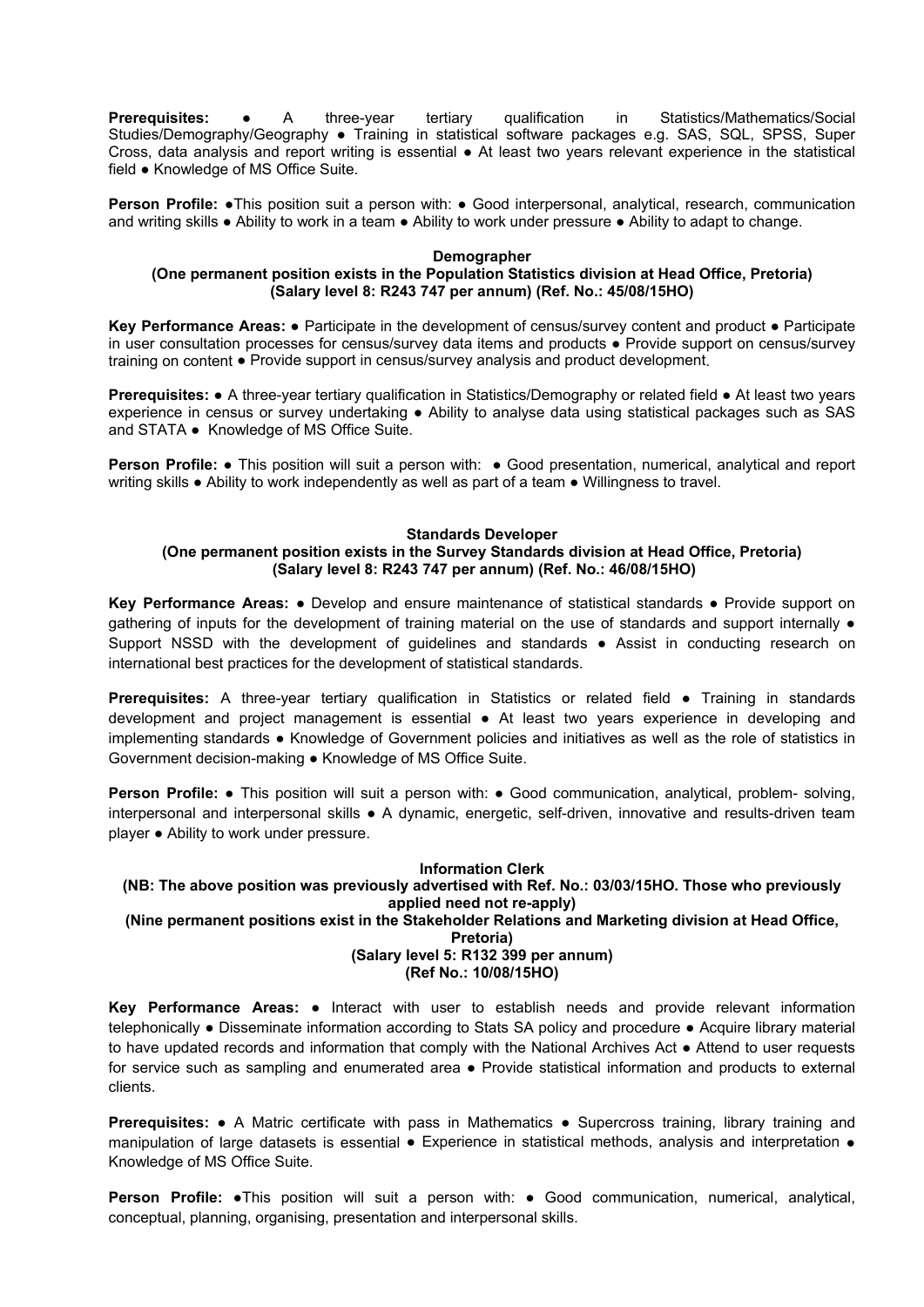**Prerequisites:** ● A three-year tertiary qualification in Statistics/Mathematics/Social Studies/Demography/Geography ● Training in statistical software packages e.g. SAS, SQL, SPSS, Super Cross, data analysis and report writing is essential ● At least two years relevant experience in the statistical field ● Knowledge of MS Office Suite.

**Person Profile:** ●This position suit a person with: ● Good interpersonal, analytical, research, communication and writing skills ● Ability to work in a team ● Ability to work under pressure ● Ability to adapt to change.

**Demographer**
**(One permanent position exists in the Population Statistics division at Head Office, Pretoria)**
**(Salary level 8: R243 747 per annum) (Ref. No.: 45/08/15HO)**

**Key Performance Areas:** ● Participate in the development of census/survey content and product ● Participate in user consultation processes for census/survey data items and products ● Provide support on census/survey training on content ● Provide support in census/survey analysis and product development.

**Prerequisites:** ● A three-year tertiary qualification in Statistics/Demography or related field ● At least two years experience in census or survey undertaking ● Ability to analyse data using statistical packages such as SAS and STATA ● Knowledge of MS Office Suite.

**Person Profile:** ● This position will suit a person with: ● Good presentation, numerical, analytical and report writing skills ● Ability to work independently as well as part of a team ● Willingness to travel.

**Standards Developer**
**(One permanent position exists in the Survey Standards division at Head Office, Pretoria)**
**(Salary level 8: R243 747 per annum) (Ref. No.: 46/08/15HO)**

**Key Performance Areas:** ● Develop and ensure maintenance of statistical standards ● Provide support on gathering of inputs for the development of training material on the use of standards and support internally ● Support NSSD with the development of guidelines and standards ● Assist in conducting research on international best practices for the development of statistical standards.

**Prerequisites:** A three-year tertiary qualification in Statistics or related field ● Training in standards development and project management is essential ● At least two years experience in developing and implementing standards ● Knowledge of Government policies and initiatives as well as the role of statistics in Government decision-making ● Knowledge of MS Office Suite.

**Person Profile:** ● This position will suit a person with: ● Good communication, analytical, problem- solving, interpersonal and interpersonal skills ● A dynamic, energetic, self-driven, innovative and results-driven team player ● Ability to work under pressure.

**Information Clerk**
**(NB: The above position was previously advertised with Ref. No.: 03/03/15HO. Those who previously applied need not re-apply)**
**(Nine permanent positions exist in the Stakeholder Relations and Marketing division at Head Office, Pretoria)**
**(Salary level 5: R132 399 per annum)**
**(Ref No.: 10/08/15HO)**

**Key Performance Areas:** ● Interact with user to establish needs and provide relevant information telephonically ● Disseminate information according to Stats SA policy and procedure ● Acquire library material to have updated records and information that comply with the National Archives Act ● Attend to user requests for service such as sampling and enumerated area ● Provide statistical information and products to external clients.

**Prerequisites:** ● A Matric certificate with pass in Mathematics ● Supercross training, library training and manipulation of large datasets is essential ● Experience in statistical methods, analysis and interpretation ● Knowledge of MS Office Suite.

**Person Profile:** ●This position will suit a person with: ● Good communication, numerical, analytical, conceptual, planning, organising, presentation and interpersonal skills.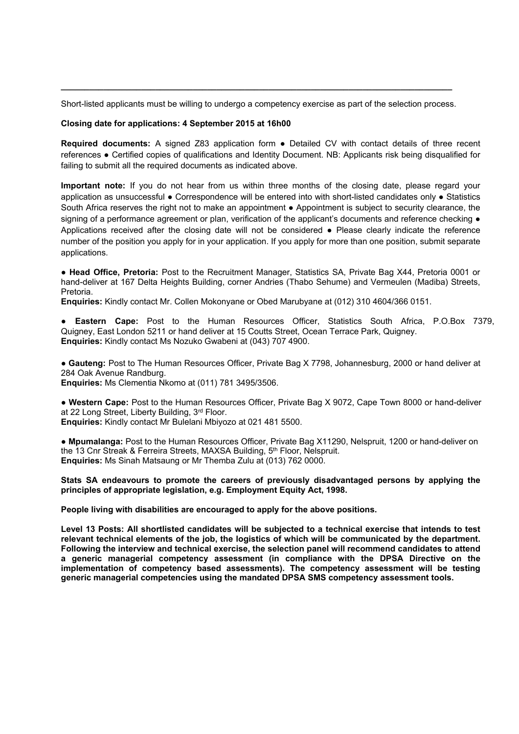---

Short-listed applicants must be willing to undergo a competency exercise as part of the selection process.

**Closing date for applications: 4 September 2015 at 16h00**

**Required documents:** A signed Z83 application form ● Detailed CV with contact details of three recent references ● Certified copies of qualifications and Identity Document. NB: Applicants risk being disqualified for failing to submit all the required documents as indicated above.

**Important note:** If you do not hear from us within three months of the closing date, please regard your application as unsuccessful ● Correspondence will be entered into with short-listed candidates only ● Statistics South Africa reserves the right not to make an appointment ● Appointment is subject to security clearance, the signing of a performance agreement or plan, verification of the applicant's documents and reference checking ● Applications received after the closing date will not be considered ● Please clearly indicate the reference number of the position you apply for in your application. If you apply for more than one position, submit separate applications.

● **Head Office, Pretoria:** Post to the Recruitment Manager, Statistics SA, Private Bag X44, Pretoria 0001 or hand-deliver at 167 Delta Heights Building, corner Andries (Thabo Sehume) and Vermeulen (Madiba) Streets, Pretoria.
**Enquiries:** Kindly contact Mr. Collen Mokonyane or Obed Marubyane at (012) 310 4604/366 0151.

● **Eastern Cape:** Post to the Human Resources Officer, Statistics South Africa, P.O.Box 7379, Quigney, East London 5211 or hand deliver at 15 Coutts Street, Ocean Terrace Park, Quigney.
**Enquiries:** Kindly contact Ms Nozuko Gwabeni at (043) 707 4900.

● **Gauteng:** Post to The Human Resources Officer, Private Bag X 7798, Johannesburg, 2000 or hand deliver at 284 Oak Avenue Randburg.
**Enquiries:** Ms Clementia Nkomo at (011) 781 3495/3506.

● **Western Cape:** Post to the Human Resources Officer, Private Bag X 9072, Cape Town 8000 or hand-deliver at 22 Long Street, Liberty Building, 3rd Floor.
**Enquiries:** Kindly contact Mr Bulelani Mbiyozo at 021 481 5500.

● **Mpumalanga:** Post to the Human Resources Officer, Private Bag X11290, Nelspruit, 1200 or hand-deliver on the 13 Cnr Streak & Ferreira Streets, MAXSA Building, 5th Floor, Nelspruit.
**Enquiries:** Ms Sinah Matsaung or Mr Themba Zulu at (013) 762 0000.

**Stats SA endeavours to promote the careers of previously disadvantaged persons by applying the principles of appropriate legislation, e.g. Employment Equity Act, 1998.**

**People living with disabilities are encouraged to apply for the above positions.**

**Level 13 Posts: All shortlisted candidates will be subjected to a technical exercise that intends to test relevant technical elements of the job, the logistics of which will be communicated by the department. Following the interview and technical exercise, the selection panel will recommend candidates to attend a generic managerial competency assessment (in compliance with the DPSA Directive on the implementation of competency based assessments). The competency assessment will be testing generic managerial competencies using the mandated DPSA SMS competency assessment tools.**